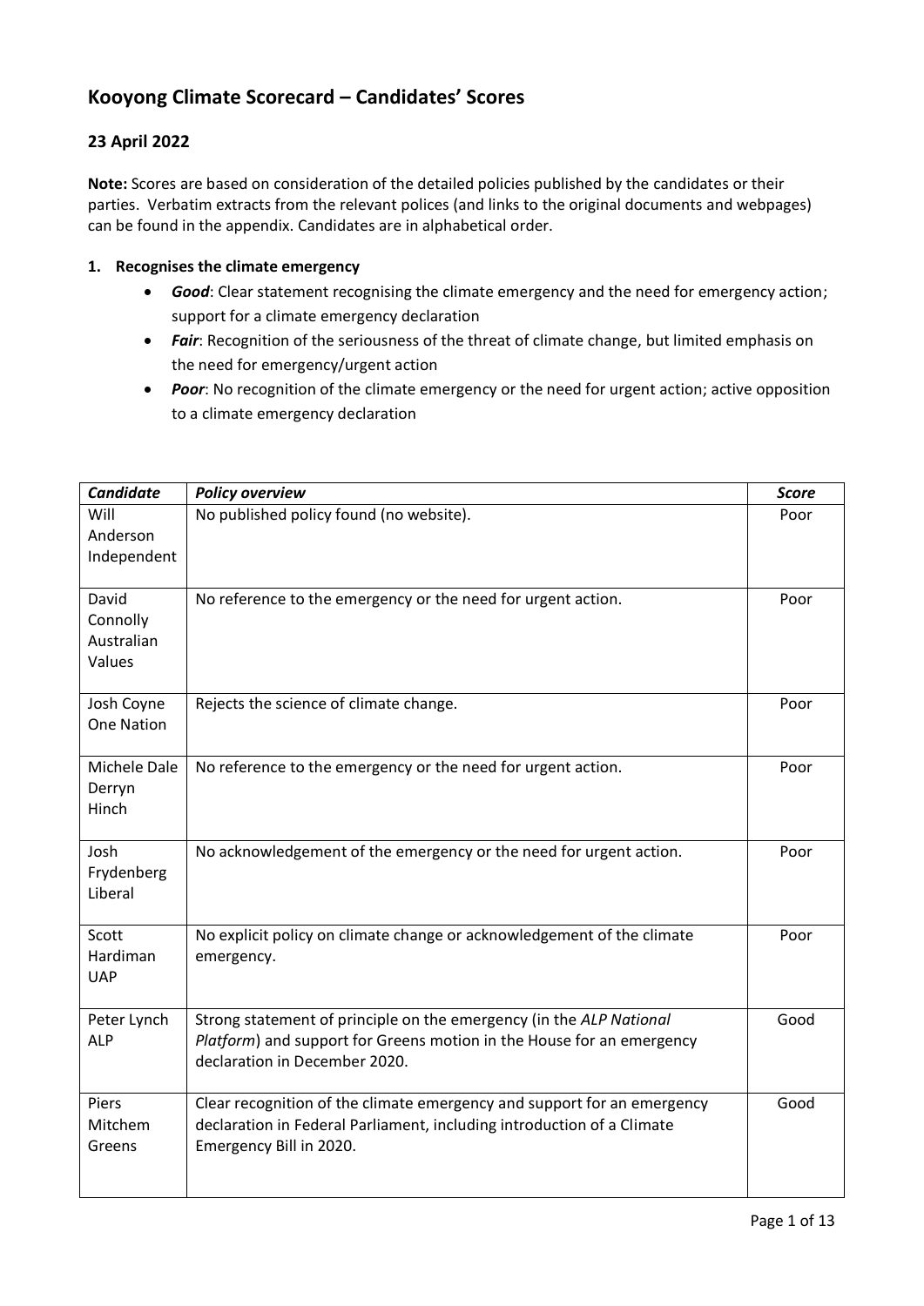## Kooyong Climate Scorecard – Candidates' Scores

### 23 April 2022

**Note:** Scores are based on consideration of the detailed policies published by the candidates or their parties. Verbatim extracts from the relevant polices (and links to the original documents and webpages) can be found in the appendix. Candidates are in alphabetical order.

1. **Recognises the climate emergency**
   - ***Good***: Clear statement recognising the climate emergency and the need for emergency action; support for a climate emergency declaration
   - ***Fair***: Recognition of the seriousness of the threat of climate change, but limited emphasis on the need for emergency/urgent action
   - ***Poor***: No recognition of the climate emergency or the need for urgent action; active opposition to a climate emergency declaration

| *Candidate* | *Policy overview* | *Score* |
|---|---|---|
| Will Anderson Independent | No published policy found (no website). | Poor |
| David Connolly Australian Values | No reference to the emergency or the need for urgent action. | Poor |
| Josh Coyne One Nation | Rejects the science of climate change. | Poor |
| Michele Dale Derryn Hinch | No reference to the emergency or the need for urgent action. | Poor |
| Josh Frydenberg Liberal | No acknowledgement of the emergency or the need for urgent action. | Poor |
| Scott Hardiman UAP | No explicit policy on climate change or acknowledgement of the climate emergency. | Poor |
| Peter Lynch ALP | Strong statement of principle on the emergency (in the *ALP National Platform*) and support for Greens motion in the House for an emergency declaration in December 2020. | Good |
| Piers Mitchem Greens | Clear recognition of the climate emergency and support for an emergency declaration in Federal Parliament, including introduction of a Climate Emergency Bill in 2020. | Good |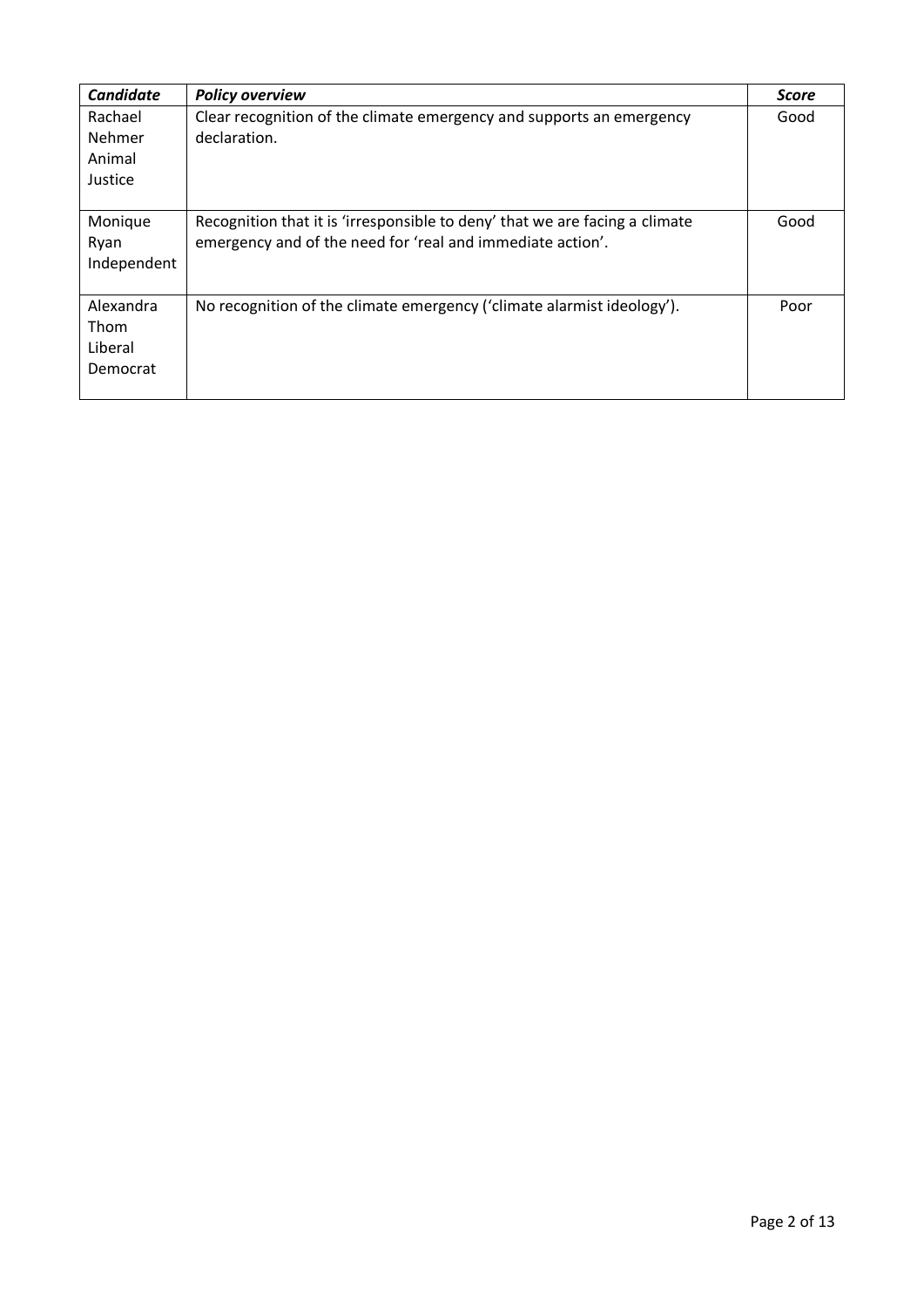| ***Candidate*** | ***Policy overview*** | ***Score*** |
| --- | --- | --- |
| Rachael Nehmer Animal Justice | Clear recognition of the climate emergency and supports an emergency declaration. | Good |
| Monique Ryan Independent | Recognition that it is 'irresponsible to deny' that we are facing a climate emergency and of the need for 'real and immediate action'. | Good |
| Alexandra Thom Liberal Democrat | No recognition of the climate emergency ('climate alarmist ideology'). | Poor |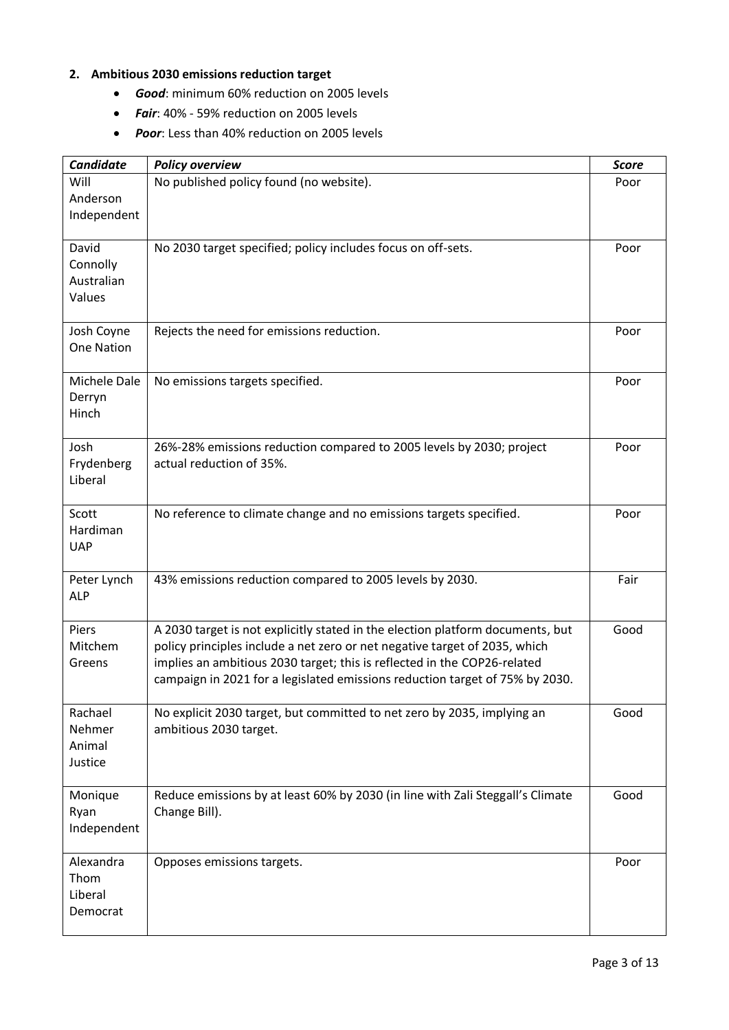## 2. Ambitious 2030 emissions reduction target

- ***Good***: minimum 60% reduction on 2005 levels
- ***Fair***: 40% - 59% reduction on 2005 levels
- ***Poor***: Less than 40% reduction on 2005 levels

| *Candidate* | *Policy overview* | *Score* |
|---|---|---|
| Will Anderson Independent | No published policy found (no website). | Poor |
| David Connolly Australian Values | No 2030 target specified; policy includes focus on off-sets. | Poor |
| Josh Coyne One Nation | Rejects the need for emissions reduction. | Poor |
| Michele Dale Derryn Hinch | No emissions targets specified. | Poor |
| Josh Frydenberg Liberal | 26%-28% emissions reduction compared to 2005 levels by 2030; project actual reduction of 35%. | Poor |
| Scott Hardiman UAP | No reference to climate change and no emissions targets specified. | Poor |
| Peter Lynch ALP | 43% emissions reduction compared to 2005 levels by 2030. | Fair |
| Piers Mitchem Greens | A 2030 target is not explicitly stated in the election platform documents, but policy principles include a net zero or net negative target of 2035, which implies an ambitious 2030 target; this is reflected in the COP26-related campaign in 2021 for a legislated emissions reduction target of 75% by 2030. | Good |
| Rachael Nehmer Animal Justice | No explicit 2030 target, but committed to net zero by 2035, implying an ambitious 2030 target. | Good |
| Monique Ryan Independent | Reduce emissions by at least 60% by 2030 (in line with Zali Steggall's Climate Change Bill). | Good |
| Alexandra Thom Liberal Democrat | Opposes emissions targets. | Poor |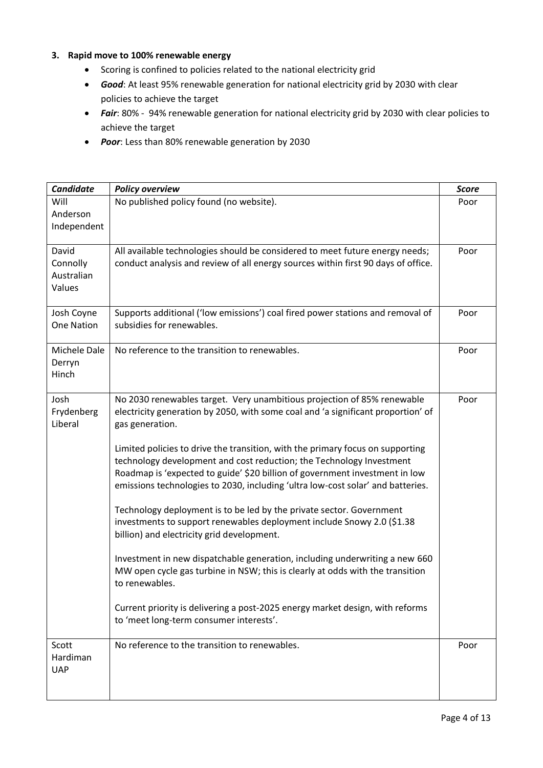### 3. Rapid move to 100% renewable energy

- Scoring is confined to policies related to the national electricity grid
- ***Good***: At least 95% renewable generation for national electricity grid by 2030 with clear policies to achieve the target
- ***Fair***: 80% - 94% renewable generation for national electricity grid by 2030 with clear policies to achieve the target
- ***Poor***: Less than 80% renewable generation by 2030

| ***Candidate*** | ***Policy overview*** | ***Score*** |
|---|---|---|
| Will Anderson Independent | No published policy found (no website). | Poor |
| David Connolly Australian Values | All available technologies should be considered to meet future energy needs; conduct analysis and review of all energy sources within first 90 days of office. | Poor |
| Josh Coyne One Nation | Supports additional ('low emissions') coal fired power stations and removal of subsidies for renewables. | Poor |
| Michele Dale Derryn Hinch | No reference to the transition to renewables. | Poor |
| Josh Frydenberg Liberal | No 2030 renewables target. Very unambitious projection of 85% renewable electricity generation by 2050, with some coal and 'a significant proportion' of gas generation.<br><br>Limited policies to drive the transition, with the primary focus on supporting technology development and cost reduction; the Technology Investment Roadmap is 'expected to guide' $20 billion of government investment in low emissions technologies to 2030, including 'ultra low-cost solar' and batteries.<br><br>Technology deployment is to be led by the private sector. Government investments to support renewables deployment include Snowy 2.0 ($1.38 billion) and electricity grid development.<br><br>Investment in new dispatchable generation, including underwriting a new 660 MW open cycle gas turbine in NSW; this is clearly at odds with the transition to renewables.<br><br>Current priority is delivering a post-2025 energy market design, with reforms to 'meet long-term consumer interests'. | Poor |
| Scott Hardiman UAP | No reference to the transition to renewables. | Poor |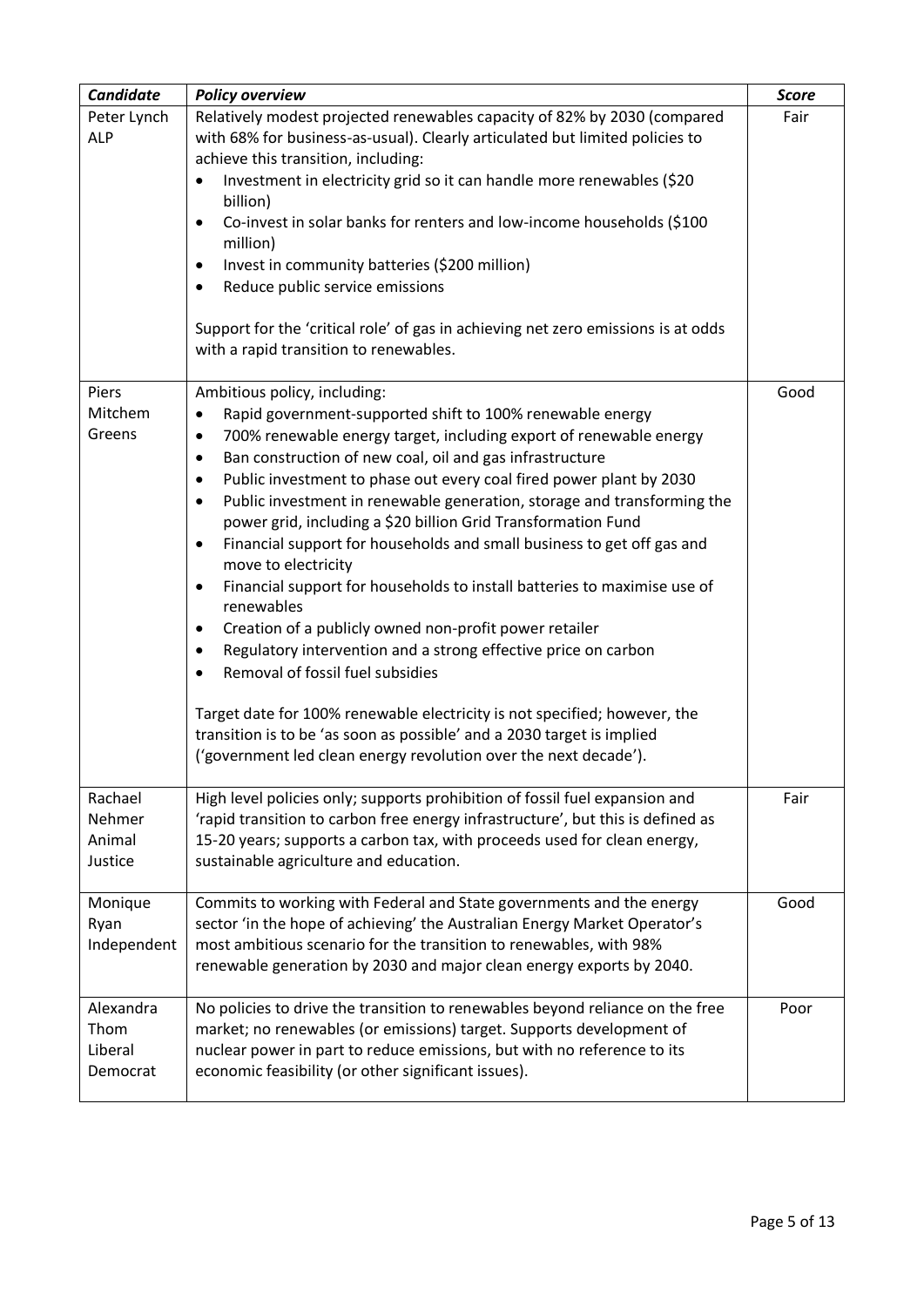| ***Candidate*** | ***Policy overview*** | ***Score*** |
|---|---|---|
| Peter Lynch ALP | Relatively modest projected renewables capacity of 82% by 2030 (compared with 68% for business-as-usual). Clearly articulated but limited policies to achieve this transition, including:<br>• Investment in electricity grid so it can handle more renewables ($20 billion)<br>• Co-invest in solar banks for renters and low-income households ($100 million)<br>• Invest in community batteries ($200 million)<br>• Reduce public service emissions<br><br>Support for the 'critical role' of gas in achieving net zero emissions is at odds with a rapid transition to renewables. | Fair |
| Piers Mitchem Greens | Ambitious policy, including:<br>• Rapid government-supported shift to 100% renewable energy<br>• 700% renewable energy target, including export of renewable energy<br>• Ban construction of new coal, oil and gas infrastructure<br>• Public investment to phase out every coal fired power plant by 2030<br>• Public investment in renewable generation, storage and transforming the power grid, including a $20 billion Grid Transformation Fund<br>• Financial support for households and small business to get off gas and move to electricity<br>• Financial support for households to install batteries to maximise use of renewables<br>• Creation of a publicly owned non-profit power retailer<br>• Regulatory intervention and a strong effective price on carbon<br>• Removal of fossil fuel subsidies<br><br>Target date for 100% renewable electricity is not specified; however, the transition is to be 'as soon as possible' and a 2030 target is implied ('government led clean energy revolution over the next decade'). | Good |
| Rachael Nehmer Animal Justice | High level policies only; supports prohibition of fossil fuel expansion and 'rapid transition to carbon free energy infrastructure', but this is defined as 15-20 years; supports a carbon tax, with proceeds used for clean energy, sustainable agriculture and education. | Fair |
| Monique Ryan Independent | Commits to working with Federal and State governments and the energy sector 'in the hope of achieving' the Australian Energy Market Operator's most ambitious scenario for the transition to renewables, with 98% renewable generation by 2030 and major clean energy exports by 2040. | Good |
| Alexandra Thom Liberal Democrat | No policies to drive the transition to renewables beyond reliance on the free market; no renewables (or emissions) target. Supports development of nuclear power in part to reduce emissions, but with no reference to its economic feasibility (or other significant issues). | Poor |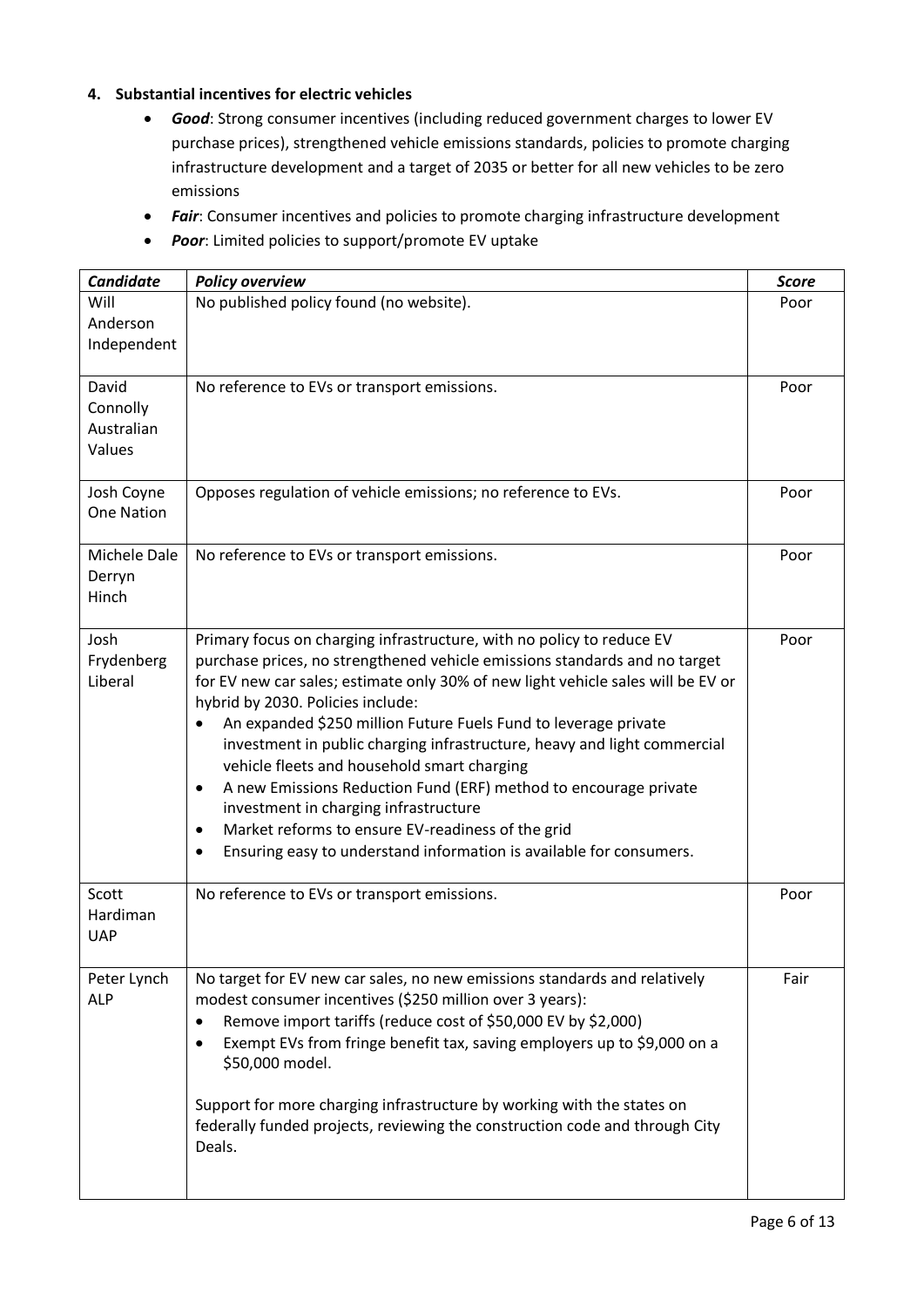#### 4. Substantial incentives for electric vehicles

- ***Good***: Strong consumer incentives (including reduced government charges to lower EV purchase prices), strengthened vehicle emissions standards, policies to promote charging infrastructure development and a target of 2035 or better for all new vehicles to be zero emissions
- ***Fair***: Consumer incentives and policies to promote charging infrastructure development
- ***Poor***: Limited policies to support/promote EV uptake

| *Candidate* | *Policy overview* | *Score* |
|---|---|---|
| Will Anderson Independent | No published policy found (no website). | Poor |
| David Connolly Australian Values | No reference to EVs or transport emissions. | Poor |
| Josh Coyne One Nation | Opposes regulation of vehicle emissions; no reference to EVs. | Poor |
| Michele Dale Derryn Hinch | No reference to EVs or transport emissions. | Poor |
| Josh Frydenberg Liberal | Primary focus on charging infrastructure, with no policy to reduce EV purchase prices, no strengthened vehicle emissions standards and no target for EV new car sales; estimate only 30% of new light vehicle sales will be EV or hybrid by 2030. Policies include:<br>• An expanded \$250 million Future Fuels Fund to leverage private investment in public charging infrastructure, heavy and light commercial vehicle fleets and household smart charging<br>• A new Emissions Reduction Fund (ERF) method to encourage private investment in charging infrastructure<br>• Market reforms to ensure EV-readiness of the grid<br>• Ensuring easy to understand information is available for consumers. | Poor |
| Scott Hardiman UAP | No reference to EVs or transport emissions. | Poor |
| Peter Lynch ALP | No target for EV new car sales, no new emissions standards and relatively modest consumer incentives (\$250 million over 3 years):<br>• Remove import tariffs (reduce cost of \$50,000 EV by \$2,000)<br>• Exempt EVs from fringe benefit tax, saving employers up to \$9,000 on a \$50,000 model.<br><br>Support for more charging infrastructure by working with the states on federally funded projects, reviewing the construction code and through City Deals. | Fair |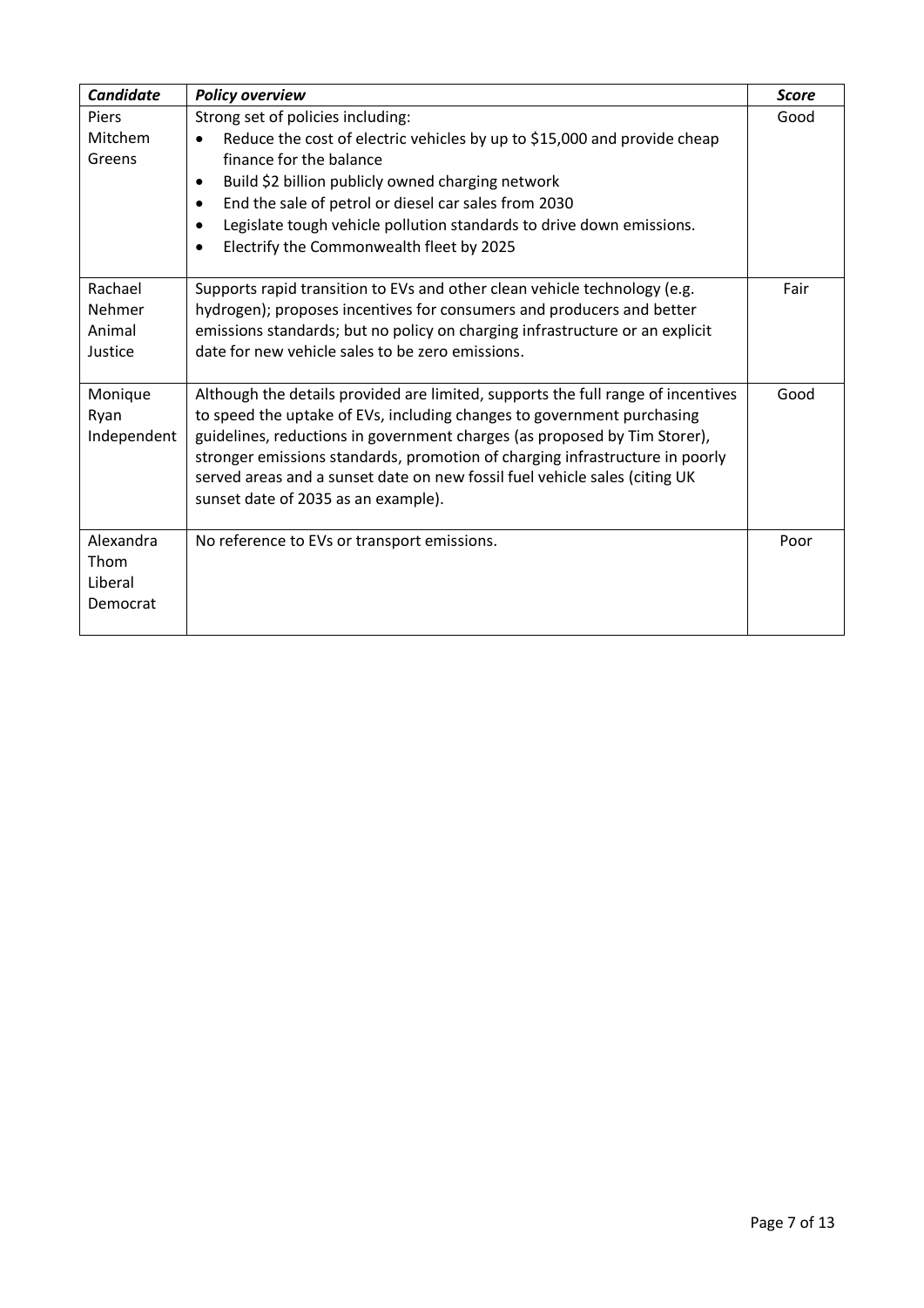| *Candidate* | *Policy overview* | *Score* |
|---|---|---|
| Piers Mitchem Greens | Strong set of policies including: <br>• Reduce the cost of electric vehicles by up to $15,000 and provide cheap finance for the balance <br>• Build $2 billion publicly owned charging network <br>• End the sale of petrol or diesel car sales from 2030 <br>• Legislate tough vehicle pollution standards to drive down emissions. <br>• Electrify the Commonwealth fleet by 2025 | Good |
| Rachael Nehmer Animal Justice | Supports rapid transition to EVs and other clean vehicle technology (e.g. hydrogen); proposes incentives for consumers and producers and better emissions standards; but no policy on charging infrastructure or an explicit date for new vehicle sales to be zero emissions. | Fair |
| Monique Ryan Independent | Although the details provided are limited, supports the full range of incentives to speed the uptake of EVs, including changes to government purchasing guidelines, reductions in government charges (as proposed by Tim Storer), stronger emissions standards, promotion of charging infrastructure in poorly served areas and a sunset date on new fossil fuel vehicle sales (citing UK sunset date of 2035 as an example). | Good |
| Alexandra Thom Liberal Democrat | No reference to EVs or transport emissions. | Poor |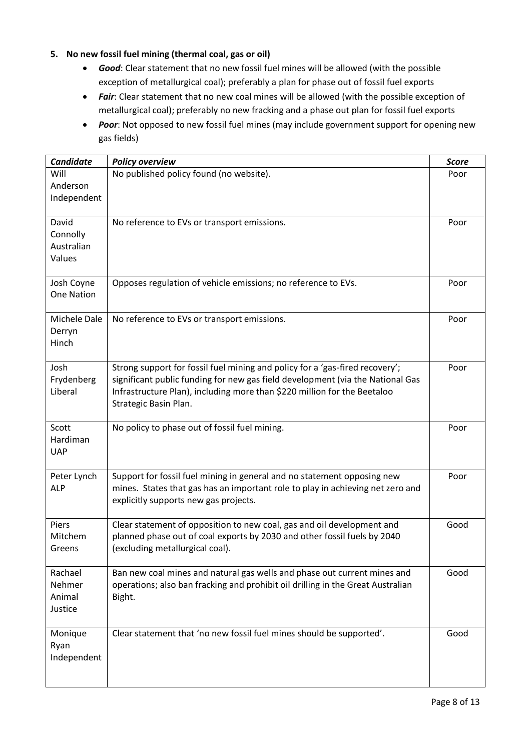5. **No new fossil fuel mining (thermal coal, gas or oil)**
    - ***Good***: Clear statement that no new fossil fuel mines will be allowed (with the possible exception of metallurgical coal); preferably a plan for phase out of fossil fuel exports
    - ***Fair***: Clear statement that no new coal mines will be allowed (with the possible exception of metallurgical coal); preferably no new fracking and a phase out plan for fossil fuel exports
    - ***Poor***: Not opposed to new fossil fuel mines (may include government support for opening new gas fields)

| ***Candidate*** | ***Policy overview*** | ***Score*** |
|---|---|---|
| Will Anderson Independent | No published policy found (no website). | Poor |
| David Connolly Australian Values | No reference to EVs or transport emissions. | Poor |
| Josh Coyne One Nation | Opposes regulation of vehicle emissions; no reference to EVs. | Poor |
| Michele Dale Derryn Hinch | No reference to EVs or transport emissions. | Poor |
| Josh Frydenberg Liberal | Strong support for fossil fuel mining and policy for a 'gas-fired recovery'; significant public funding for new gas field development (via the National Gas Infrastructure Plan), including more than $220 million for the Beetaloo Strategic Basin Plan. | Poor |
| Scott Hardiman UAP | No policy to phase out of fossil fuel mining. | Poor |
| Peter Lynch ALP | Support for fossil fuel mining in general and no statement opposing new mines. States that gas has an important role to play in achieving net zero and explicitly supports new gas projects. | Poor |
| Piers Mitchem Greens | Clear statement of opposition to new coal, gas and oil development and planned phase out of coal exports by 2030 and other fossil fuels by 2040 (excluding metallurgical coal). | Good |
| Rachael Nehmer Animal Justice | Ban new coal mines and natural gas wells and phase out current mines and operations; also ban fracking and prohibit oil drilling in the Great Australian Bight. | Good |
| Monique Ryan Independent | Clear statement that 'no new fossil fuel mines should be supported'. | Good |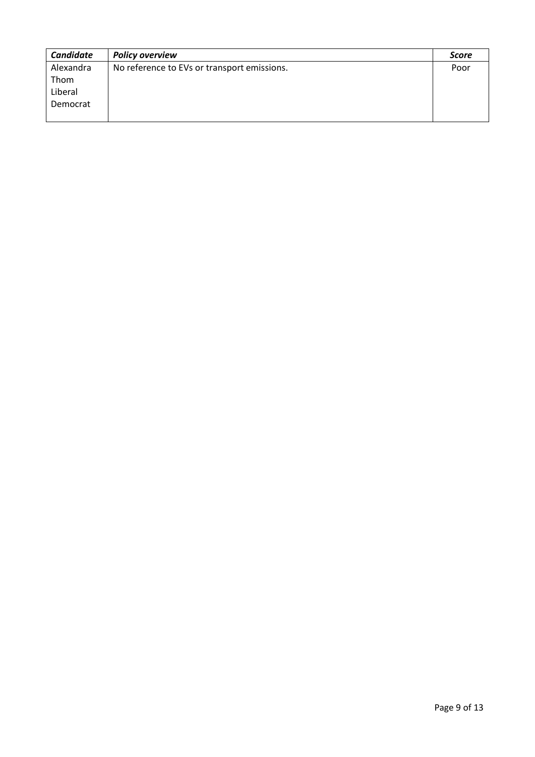| ***Candidate*** | ***Policy overview*** | ***Score*** |
| --- | --- | --- |
| Alexandra Thom Liberal Democrat | No reference to EVs or transport emissions. | Poor |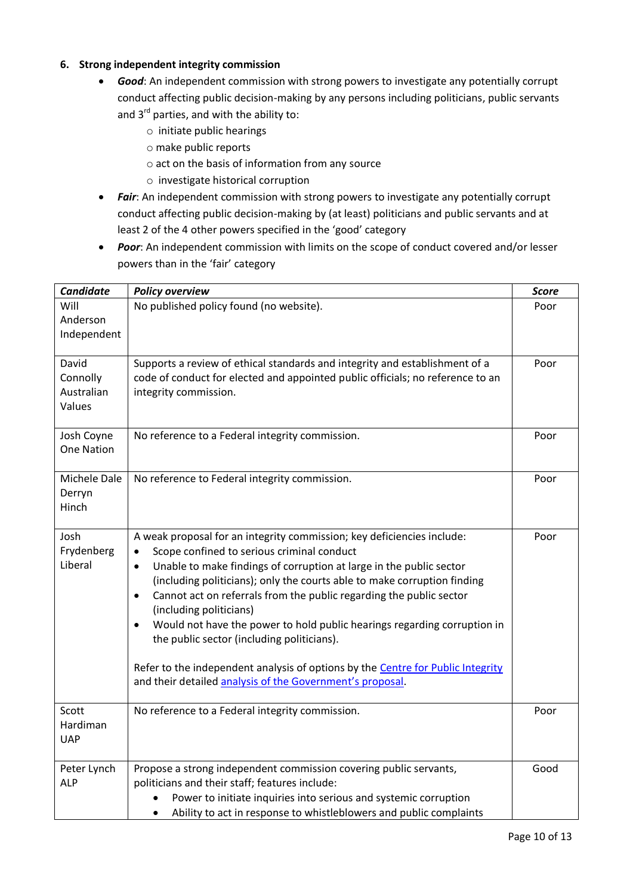### 6. Strong independent integrity commission

- ***Good***: An independent commission with strong powers to investigate any potentially corrupt conduct affecting public decision-making by any persons including politicians, public servants and 3rd parties, and with the ability to:
  - initiate public hearings
  - make public reports
  - act on the basis of information from any source
  - investigate historical corruption
- ***Fair***: An independent commission with strong powers to investigate any potentially corrupt conduct affecting public decision-making by (at least) politicians and public servants and at least 2 of the 4 other powers specified in the 'good' category
- ***Poor***: An independent commission with limits on the scope of conduct covered and/or lesser powers than in the 'fair' category

| ***Candidate*** | ***Policy overview*** | ***Score*** |
|---|---|---|
| Will Anderson Independent | No published policy found (no website). | Poor |
| David Connolly Australian Values | Supports a review of ethical standards and integrity and establishment of a code of conduct for elected and appointed public officials; no reference to an integrity commission. | Poor |
| Josh Coyne One Nation | No reference to a Federal integrity commission. | Poor |
| Michele Dale Derryn Hinch | No reference to Federal integrity commission. | Poor |
| Josh Frydenberg Liberal | A weak proposal for an integrity commission; key deficiencies include: <br>• Scope confined to serious criminal conduct <br>• Unable to make findings of corruption at large in the public sector (including politicians); only the courts able to make corruption finding <br>• Cannot act on referrals from the public regarding the public sector (including politicians) <br>• Would not have the power to hold public hearings regarding corruption in the public sector (including politicians). <br><br>Refer to the independent analysis of options by the Centre for Public Integrity and their detailed analysis of the Government's proposal. | Poor |
| Scott Hardiman UAP | No reference to a Federal integrity commission. | Poor |
| Peter Lynch ALP | Propose a strong independent commission covering public servants, politicians and their staff; features include: <br>• Power to initiate inquiries into serious and systemic corruption <br>• Ability to act in response to whistleblowers and public complaints | Good |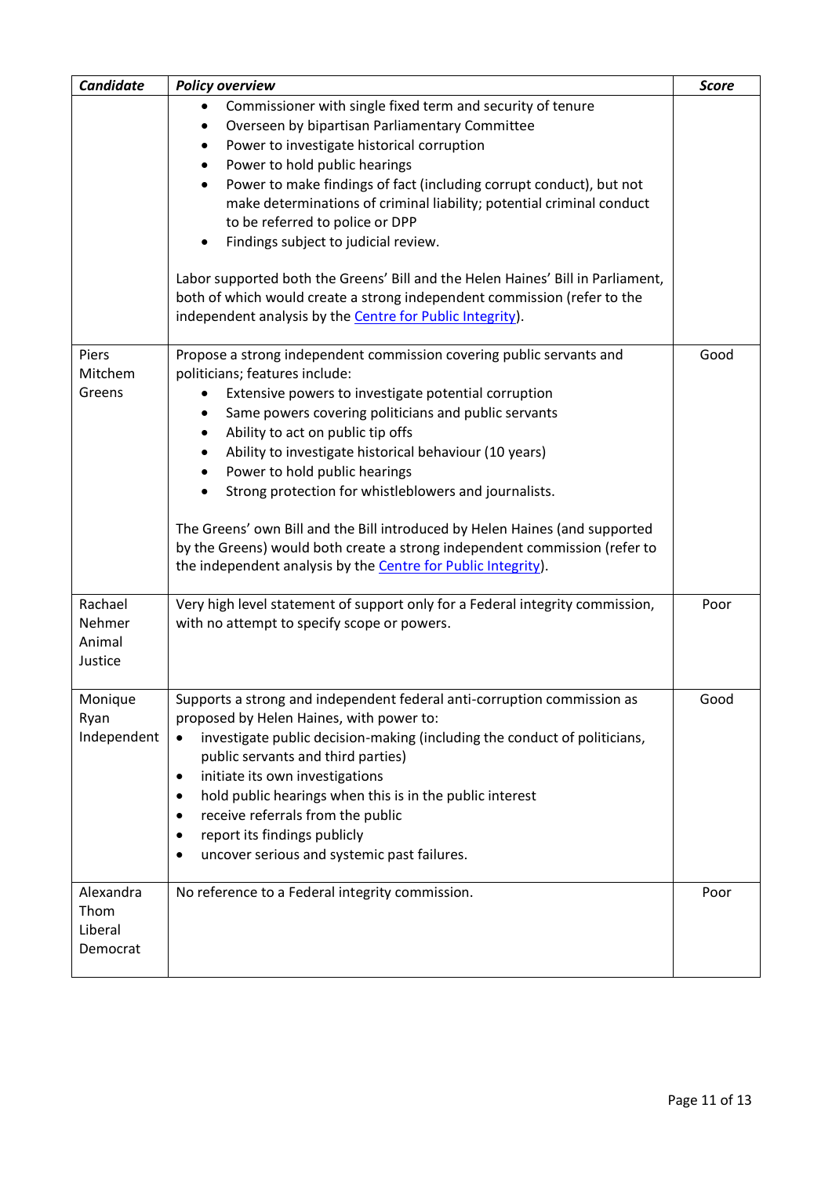| *Candidate* | *Policy overview* | *Score* |
|---|---|---|
| | • Commissioner with single fixed term and security of tenure<br>• Overseen by bipartisan Parliamentary Committee<br>• Power to investigate historical corruption<br>• Power to hold public hearings<br>• Power to make findings of fact (including corrupt conduct), but not make determinations of criminal liability; potential criminal conduct to be referred to police or DPP<br>• Findings subject to judicial review.<br><br>Labor supported both the Greens' Bill and the Helen Haines' Bill in Parliament, both of which would create a strong independent commission (refer to the independent analysis by the Centre for Public Integrity). | |
| Piers Mitchem Greens | Propose a strong independent commission covering public servants and politicians; features include:<br>• Extensive powers to investigate potential corruption<br>• Same powers covering politicians and public servants<br>• Ability to act on public tip offs<br>• Ability to investigate historical behaviour (10 years)<br>• Power to hold public hearings<br>• Strong protection for whistleblowers and journalists.<br><br>The Greens' own Bill and the Bill introduced by Helen Haines (and supported by the Greens) would both create a strong independent commission (refer to the independent analysis by the Centre for Public Integrity). | Good |
| Rachael Nehmer Animal Justice | Very high level statement of support only for a Federal integrity commission, with no attempt to specify scope or powers. | Poor |
| Monique Ryan Independent | Supports a strong and independent federal anti-corruption commission as proposed by Helen Haines, with power to:<br>• investigate public decision-making (including the conduct of politicians, public servants and third parties)<br>• initiate its own investigations<br>• hold public hearings when this is in the public interest<br>• receive referrals from the public<br>• report its findings publicly<br>• uncover serious and systemic past failures. | Good |
| Alexandra Thom Liberal Democrat | No reference to a Federal integrity commission. | Poor |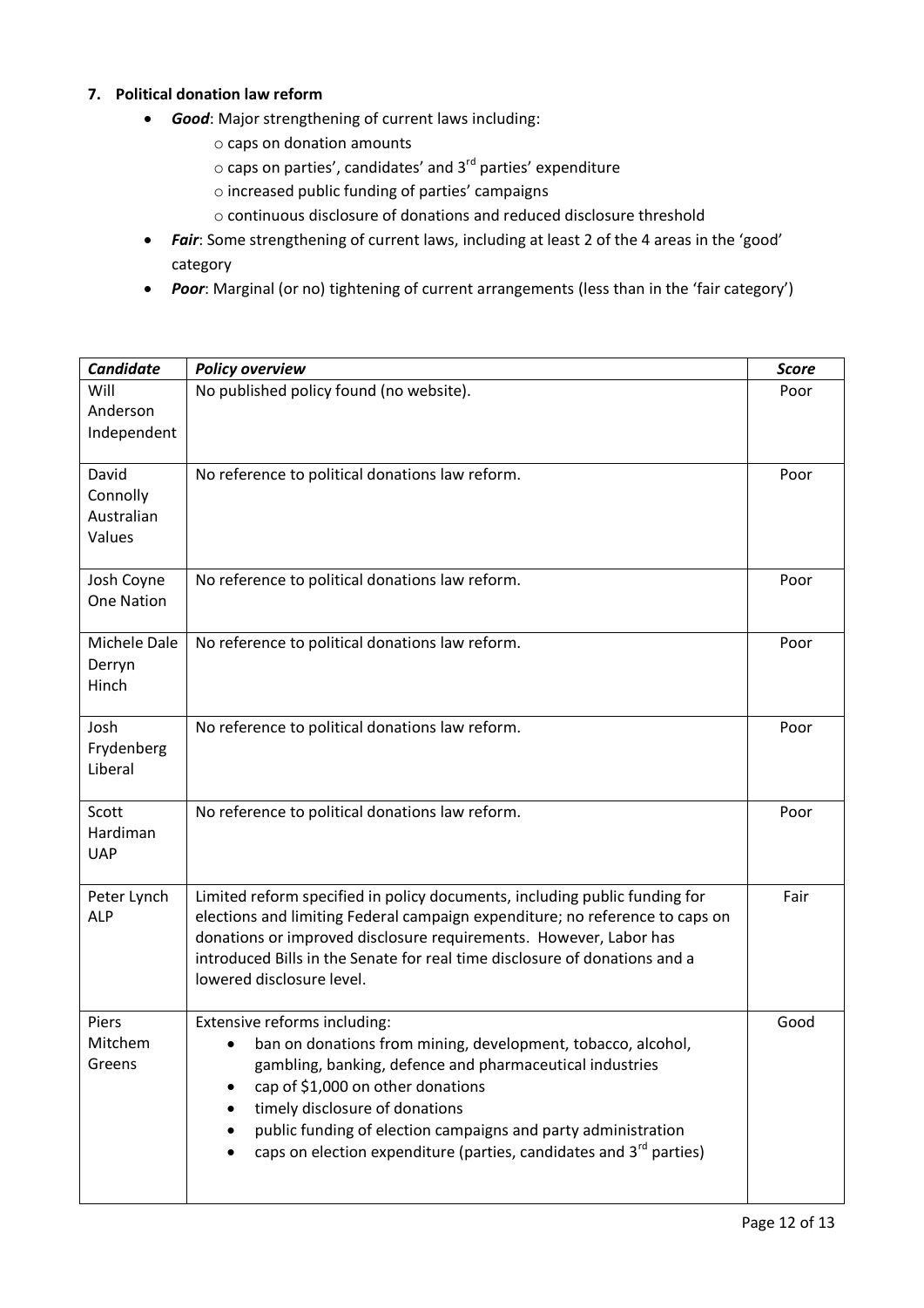### 7. Political donation law reform

- ***Good***: Major strengthening of current laws including:
  - caps on donation amounts
  - caps on parties', candidates' and 3rd parties' expenditure
  - increased public funding of parties' campaigns
  - continuous disclosure of donations and reduced disclosure threshold
- ***Fair***: Some strengthening of current laws, including at least 2 of the 4 areas in the 'good' category
- ***Poor***: Marginal (or no) tightening of current arrangements (less than in the 'fair category')

| ***Candidate*** | ***Policy overview*** | ***Score*** |
|---|---|---|
| Will Anderson Independent | No published policy found (no website). | Poor |
| David Connolly Australian Values | No reference to political donations law reform. | Poor |
| Josh Coyne One Nation | No reference to political donations law reform. | Poor |
| Michele Dale Derryn Hinch | No reference to political donations law reform. | Poor |
| Josh Frydenberg Liberal | No reference to political donations law reform. | Poor |
| Scott Hardiman UAP | No reference to political donations law reform. | Poor |
| Peter Lynch ALP | Limited reform specified in policy documents, including public funding for elections and limiting Federal campaign expenditure; no reference to caps on donations or improved disclosure requirements. However, Labor has introduced Bills in the Senate for real time disclosure of donations and a lowered disclosure level. | Fair |
| Piers Mitchem Greens | Extensive reforms including:<br>• ban on donations from mining, development, tobacco, alcohol, gambling, banking, defence and pharmaceutical industries<br>• cap of $1,000 on other donations<br>• timely disclosure of donations<br>• public funding of election campaigns and party administration<br>• caps on election expenditure (parties, candidates and 3rd parties) | Good |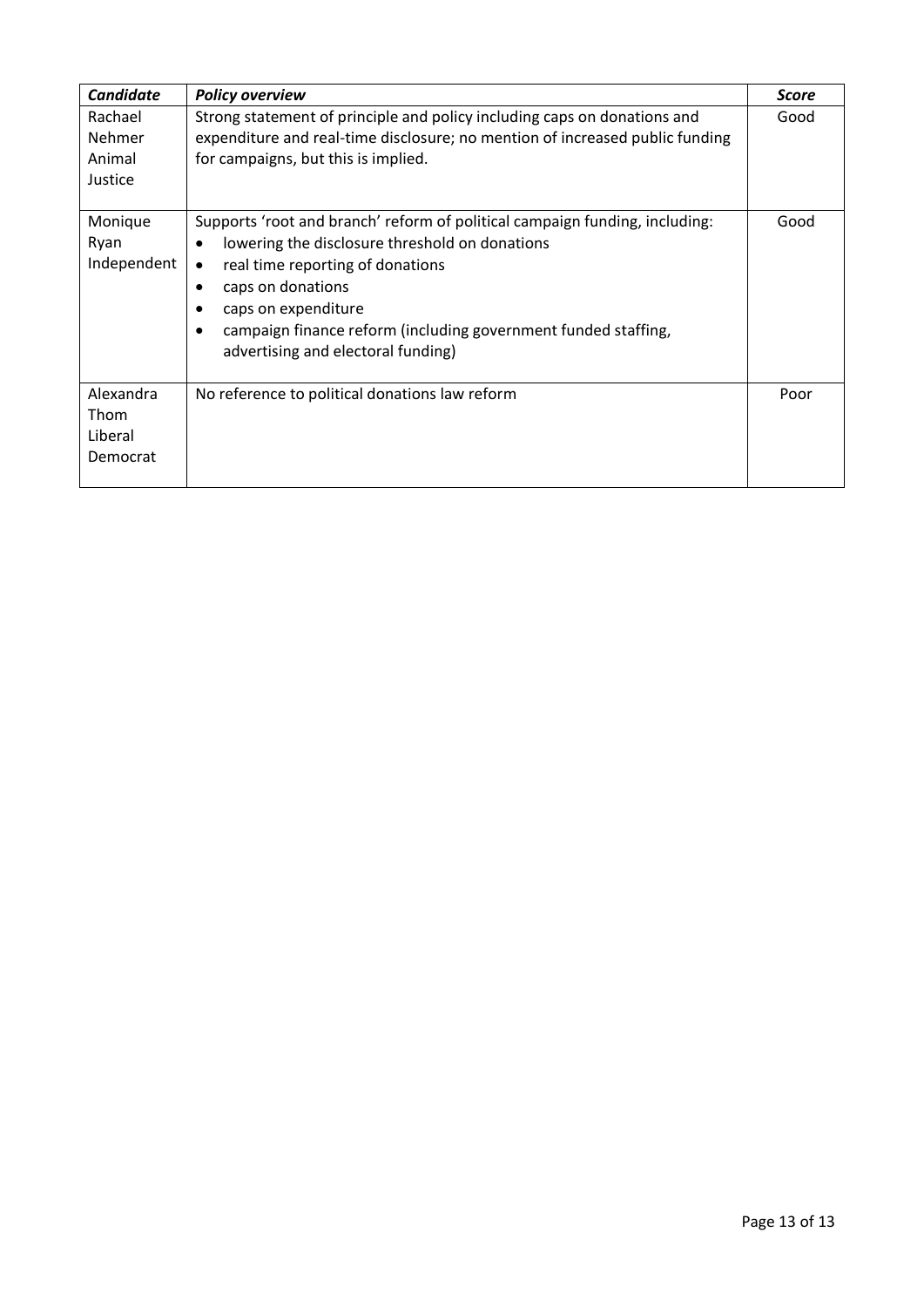| ***Candidate*** | ***Policy overview*** | ***Score*** |
|---|---|---|
| Rachael Nehmer Animal Justice | Strong statement of principle and policy including caps on donations and expenditure and real-time disclosure; no mention of increased public funding for campaigns, but this is implied. | Good |
| Monique Ryan Independent | Supports 'root and branch' reform of political campaign funding, including:<br>• lowering the disclosure threshold on donations<br>• real time reporting of donations<br>• caps on donations<br>• caps on expenditure<br>• campaign finance reform (including government funded staffing, advertising and electoral funding) | Good |
| Alexandra Thom Liberal Democrat | No reference to political donations law reform | Poor |